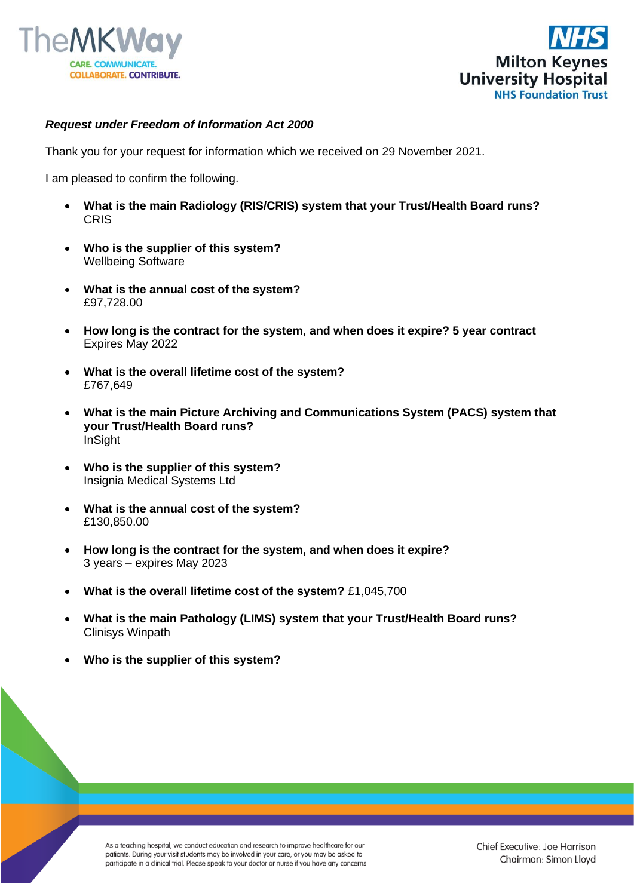*Request under Freedom of Information Act 2000*

Thank you for your request for information which we received on 29 November 2021.

I am pleased to confirm the following.

- **What is the main Radiology (RIS/CRIS) system that your Trust/Health Board runs?**
  CRIS
- **Who is the supplier of this system?**
  Wellbeing Software
- **What is the annual cost of the system?**
  £97,728.00
- **How long is the contract for the system, and when does it expire? 5 year contract**
  Expires May 2022
- **What is the overall lifetime cost of the system?**
  £767,649
- **What is the main Picture Archiving and Communications System (PACS) system that your Trust/Health Board runs?**
  InSight
- **Who is the supplier of this system?**
  Insignia Medical Systems Ltd
- **What is the annual cost of the system?**
  £130,850.00
- **How long is the contract for the system, and when does it expire?**
  3 years – expires May 2023
- **What is the overall lifetime cost of the system?** £1,045,700
- **What is the main Pathology (LIMS) system that your Trust/Health Board runs?**
  Clinisys Winpath
- **Who is the supplier of this system?**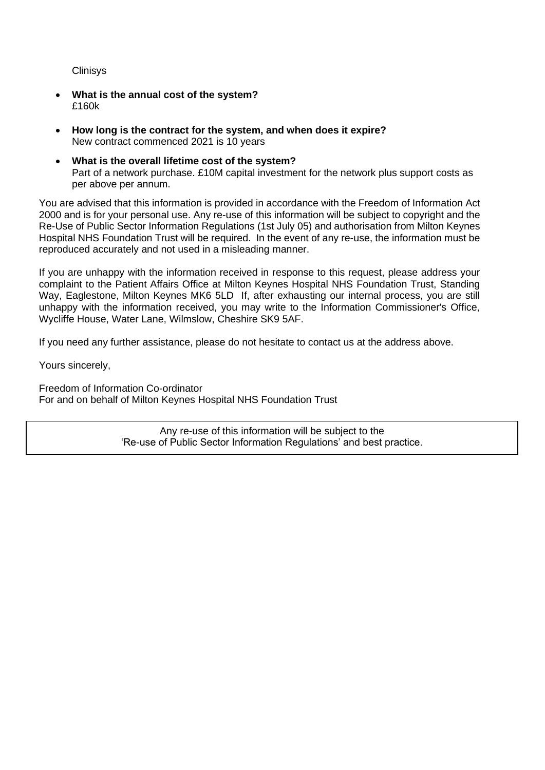Clinisys

- **What is the annual cost of the system?**
  £160k

- **How long is the contract for the system, and when does it expire?**
  New contract commenced 2021 is 10 years

- **What is the overall lifetime cost of the system?**
  Part of a network purchase. £10M capital investment for the network plus support costs as per above per annum.

You are advised that this information is provided in accordance with the Freedom of Information Act 2000 and is for your personal use. Any re-use of this information will be subject to copyright and the Re-Use of Public Sector Information Regulations (1st July 05) and authorisation from Milton Keynes Hospital NHS Foundation Trust will be required. In the event of any re-use, the information must be reproduced accurately and not used in a misleading manner.

If you are unhappy with the information received in response to this request, please address your complaint to the Patient Affairs Office at Milton Keynes Hospital NHS Foundation Trust, Standing Way, Eaglestone, Milton Keynes MK6 5LD If, after exhausting our internal process, you are still unhappy with the information received, you may write to the Information Commissioner's Office, Wycliffe House, Water Lane, Wilmslow, Cheshire SK9 5AF.

If you need any further assistance, please do not hesitate to contact us at the address above.

Yours sincerely,

Freedom of Information Co-ordinator
For and on behalf of Milton Keynes Hospital NHS Foundation Trust

Any re-use of this information will be subject to the
'Re-use of Public Sector Information Regulations' and best practice.